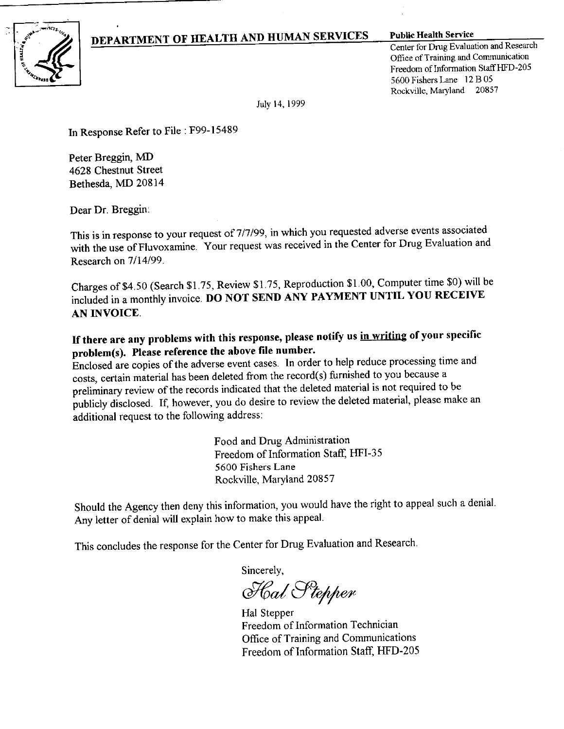# DEPARTMENT OF HEALTH AND HUMAN SERVICES

**Public Health Service**

Center for Drug Evaluation and Research
Office of Training and Communication
Freedom of Information Staff HFD-205
5600 Fishers Lane 12 B 05
Rockville, Maryland 20857

July 14, 1999

In Response Refer to File : F99-15489

Peter Breggin, MD
4628 Chestnut Street
Bethesda, MD 20814

Dear Dr. Breggin:

This is in response to your request of 7/7/99, in which you requested adverse events associated with the use of Fluvoxamine. Your request was received in the Center for Drug Evaluation and Research on 7/14/99.

Charges of $4.50 (Search $1.75, Review $1.75, Reproduction $1.00, Computer time $0) will be included in a monthly invoice. **DO NOT SEND ANY PAYMENT UNTIL YOU RECEIVE AN INVOICE.**

**If there are any problems with this response, please notify us <u>in writing</u> of your specific problem(s). Please reference the above file number.**

Enclosed are copies of the adverse event cases. In order to help reduce processing time and costs, certain material has been deleted from the record(s) furnished to you because a preliminary review of the records indicated that the deleted material is not required to be publicly disclosed. If, however, you do desire to review the deleted material, please make an additional request to the following address:

Food and Drug Administration
Freedom of Information Staff, HFI-35
5600 Fishers Lane
Rockville, Maryland 20857

Should the Agency then deny this information, you would have the right to appeal such a denial. Any letter of denial will explain how to make this appeal.

This concludes the response for the Center for Drug Evaluation and Research.

Sincerely,

*Hal Stepper*

Hal Stepper
Freedom of Information Technician
Office of Training and Communications
Freedom of Information Staff, HFD-205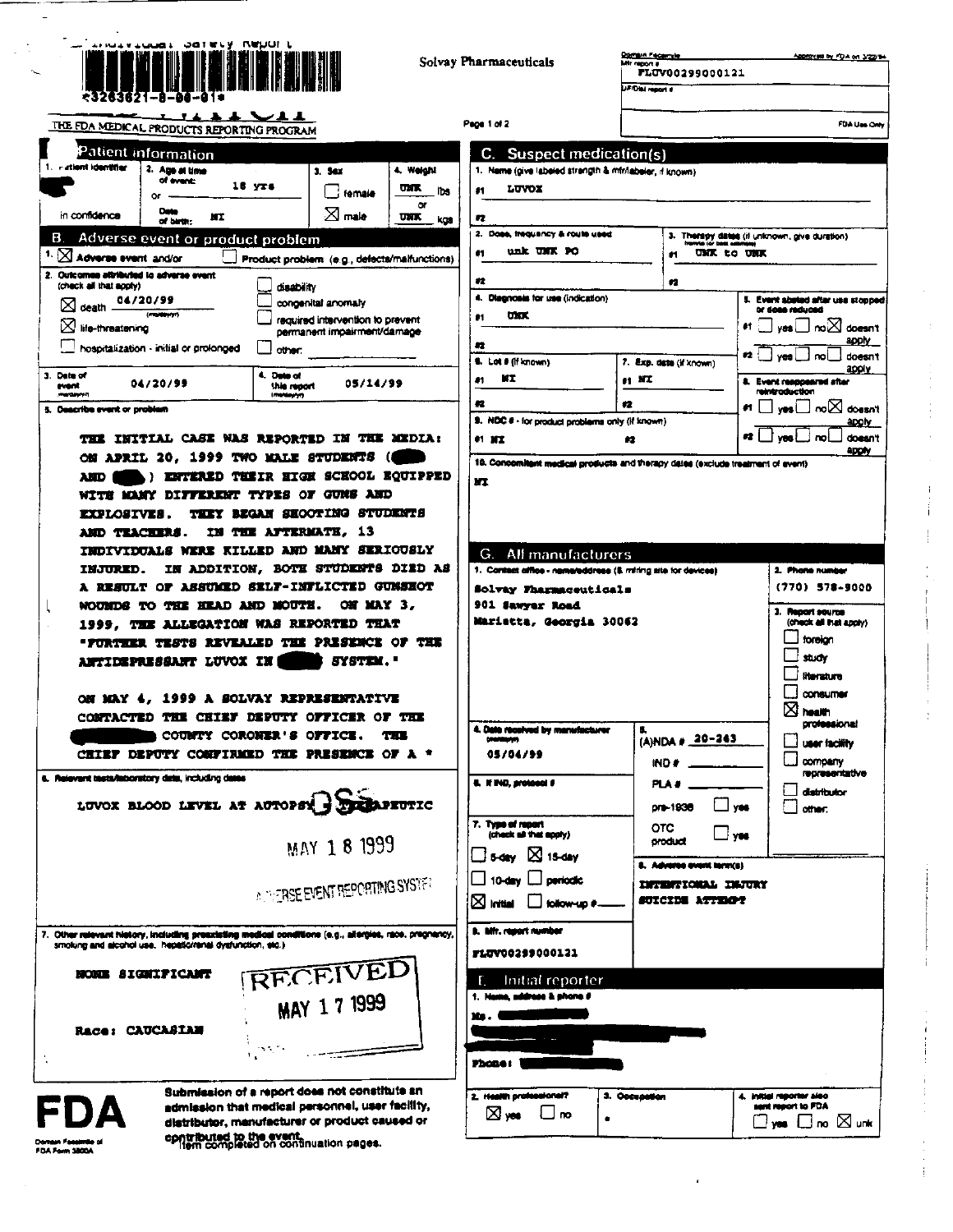Individual Safety Report

*3263621-8-00-01*

THE FDA MEDICAL PRODUCTS REPORTING PROGRAM

Solvay Pharmaceuticals

Page 1 of 2

Domain Facsimile — Mfr report # FLUV00299000121 — UF/Dist report #

Approved by FDA on 3/22/94 — FDA Use Only

## A. Patient information

1. Patient identifier: in confidence
2. Age at time of event: 18 yrs; or Date of birth: NI
3. Sex: ☐ female ☒ male
4. Weight: UNK lbs or UNK kgs

## B. Adverse event or product problem

1. ☒ Adverse event and/or ☐ Product problem (e.g., defects/malfunctions)

2. Outcomes attributed to adverse event (check all that apply)
   - ☒ death 04/20/99 (mo/day/yr)
   - ☒ life-threatening
   - ☐ hospitalization - initial or prolonged
   - ☐ disability
   - ☐ congenital anomaly
   - ☐ required intervention to prevent permanent impairment/damage
   - ☐ other:

3. Date of event (mo/day/yr): 04/20/99
4. Date of this report (mo/day/yr): 05/14/99

5. Describe event or problem

THE INITIAL CASE WAS REPORTED IN THE MEDIA: ON APRIL 20, 1999 TWO MALE STUDENTS ( ) AND ( ) ENTERED THEIR HIGH SCHOOL EQUIPPED WITH MANY DIFFERENT TYPES OF GUNS AND EXPLOSIVES. THEY BEGAN SHOOTING STUDENTS AND TEACHERS. IN THE AFTERMATH, 13 INDIVIDUALS WERE KILLED AND MANY SERIOUSLY INJURED. IN ADDITION, BOTH STUDENTS DIED AS A RESULT OF ASSUMED SELF-INFLICTED GUNSHOT WOUNDS TO THE HEAD AND MOUTH. ON MAY 3, 1999, THE ALLEGATION WAS REPORTED THAT "FURTHER TESTS REVEALED THE PRESENCE OF THE ANTIDEPRESSANT LUVOX IN ( ) SYSTEM."

ON MAY 4, 1999 A SOLVAY REPRESENTATIVE CONTACTED THE CHIEF DEPUTY OFFICER OF THE ( ) COUNTY CORONER'S OFFICE. THE CHIEF DEPUTY CONFIRMED THE PRESENCE OF A *

6. Relevant tests/laboratory data, including dates

LUVOX BLOOD LEVEL AT AUTOPSY = THERAPEUTIC

MAY 18 1999

ADVERSE EVENT REPORTING SYSTEM

7. Other relevant history, including preexisting medical conditions (e.g., allergies, race, pregnancy, smoking and alcohol use, hepatic/renal dysfunction, etc.)

NONE SIGNIFICANT

Race: CAUCASIAN

RECEIVED MAY 17 1999

## C. Suspect medication(s)

1. Name (give labeled strength & mfr/labeler, if known)
   - #1 LUVOX
   - #2
2. Dose, frequency & route used
   - #1 unk UNK PO
   - #2
3. Therapy dates (if unknown, give duration) from/to (or best estimate)
   - #1 UNK to UNK
   - #2
4. Diagnosis for use (indication)
   - #1 UNK
   - #2
5. Event abated after use stopped or dose reduced
   - #1 ☐ yes ☐ no ☒ doesn't apply
   - #2 ☐ yes ☐ no ☐ doesn't apply
6. Lot # (if known)
   - #1 NI
   - #2
7. Exp. date (if known)
   - #1 NI
   - #2
8. Event reappeared after reintroduction
   - #1 ☐ yes ☐ no ☒ doesn't apply
   - #2 ☐ yes ☐ no ☐ doesn't apply
9. NDC # - for product problems only (if known)
   - #1 NI #2
10. Concomitant medical products and therapy dates (exclude treatment of event)
   - NI

## G. All manufacturers

1. Contact office - name/address (& mfring site for devices)

Solvay Pharmaceuticals
901 Sawyer Road
Marietta, Georgia 30062

2. Phone number: (770) 578-9000

3. Report source (check all that apply)
   - ☐ foreign
   - ☐ study
   - ☐ literature
   - ☐ consumer
   - ☒ health professional
   - ☐ user facility
   - ☐ company representative
   - ☐ distributor
   - ☐ other:

4. Date received by manufacturer (mo/day/yr): 05/04/99

5. (A)NDA # 20-243; IND #; PLA #; pre-1938 ☐ yes; OTC product ☐ yes

6. If IND, protocol #

7. Type of report (check all that apply)
   - ☐ 5-day ☒ 15-day
   - ☐ 10-day ☐ periodic
   - ☒ Initial ☐ follow-up #

8. Adverse event term(s)

INTENTIONAL INJURY
SUICIDE ATTEMPT

9. Mfr. report number: FLUV00299000121

## E. Initial reporter

1. Name, address & phone #

Ms.

Phone:

2. Health professional? ☒ yes ☐ no
3. Occupation
4. Initial reporter also sent report to FDA ☐ yes ☐ no ☒ unk

**FDA**

Domain Facsimile of FDA Form 3500A

Submission of a report does not constitute an admission that medical personnel, user facility, distributor, manufacturer or product caused or contributed to the event.

* Item completed on continuation pages.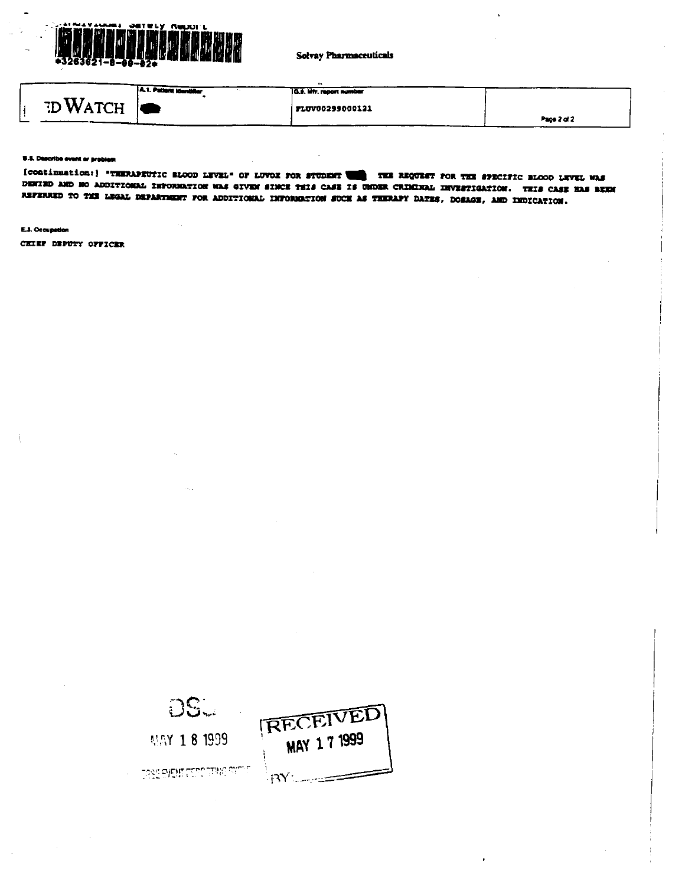Individual Safety Report

*3263621-8-00-02*

Solvay Pharmaceuticals

| | | | |
|---|---|---|---|
| ED WATCH | A.1. Patient identifier | G.9. Mfr. report number FLUV00299000121 | |

**B.5. Describe event or problem**

[continuation:] "THERAPEUTIC BLOOD LEVEL" OF LUVOX FOR STUDENT ███ THE REQUEST FOR THE SPECIFIC BLOOD LEVEL WAS DENIED AND NO ADDITIONAL INFORMATION WAS GIVEN SINCE THIS CASE IS UNDER CRIMINAL INVESTIGATION. THIS CASE HAS BEEN REFERRED TO THE LEGAL DEPARTMENT FOR ADDITIONAL INFORMATION SUCH AS THERAPY DATES, DOSAGE, AND INDICATION.

**E.3. Occupation**

CHIEF DEPUTY OFFICER

DSS
MAY 18 1999
ADVERSE EVENT REPORTING SYSTEM

RECEIVED
MAY 17 1999
BY: